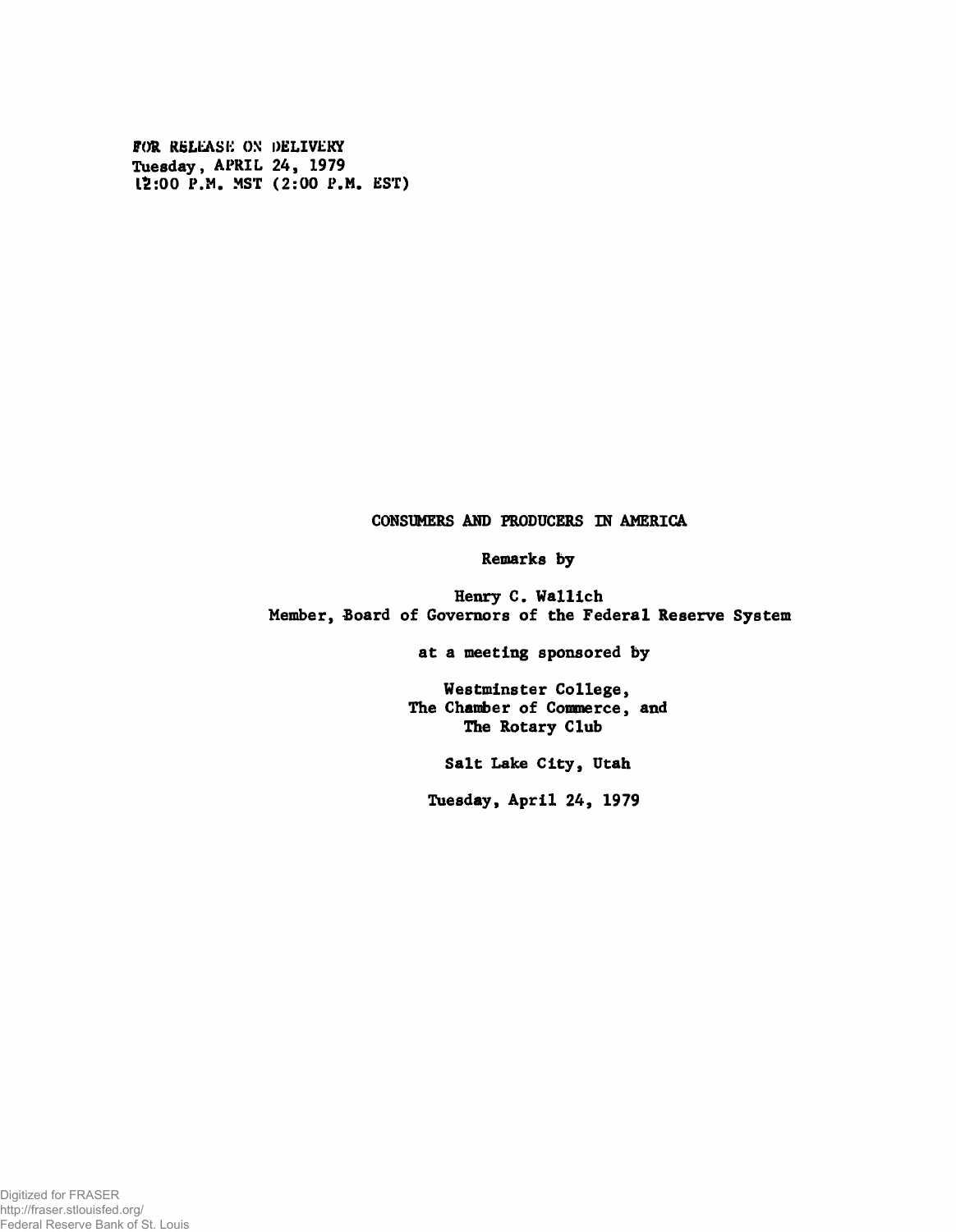FOR RELEASE ON DELIVERY
Tuesday, APRIL 24, 1979
12:00 P.M. MST (2:00 P.M. EST)

# CONSUMERS AND PRODUCERS IN AMERICA

Remarks by

Henry C. Wallich
Member, Board of Governors of the Federal Reserve System

at a meeting sponsored by

Westminster College,
The Chamber of Commerce, and
The Rotary Club

Salt Lake City, Utah

Tuesday, April 24, 1979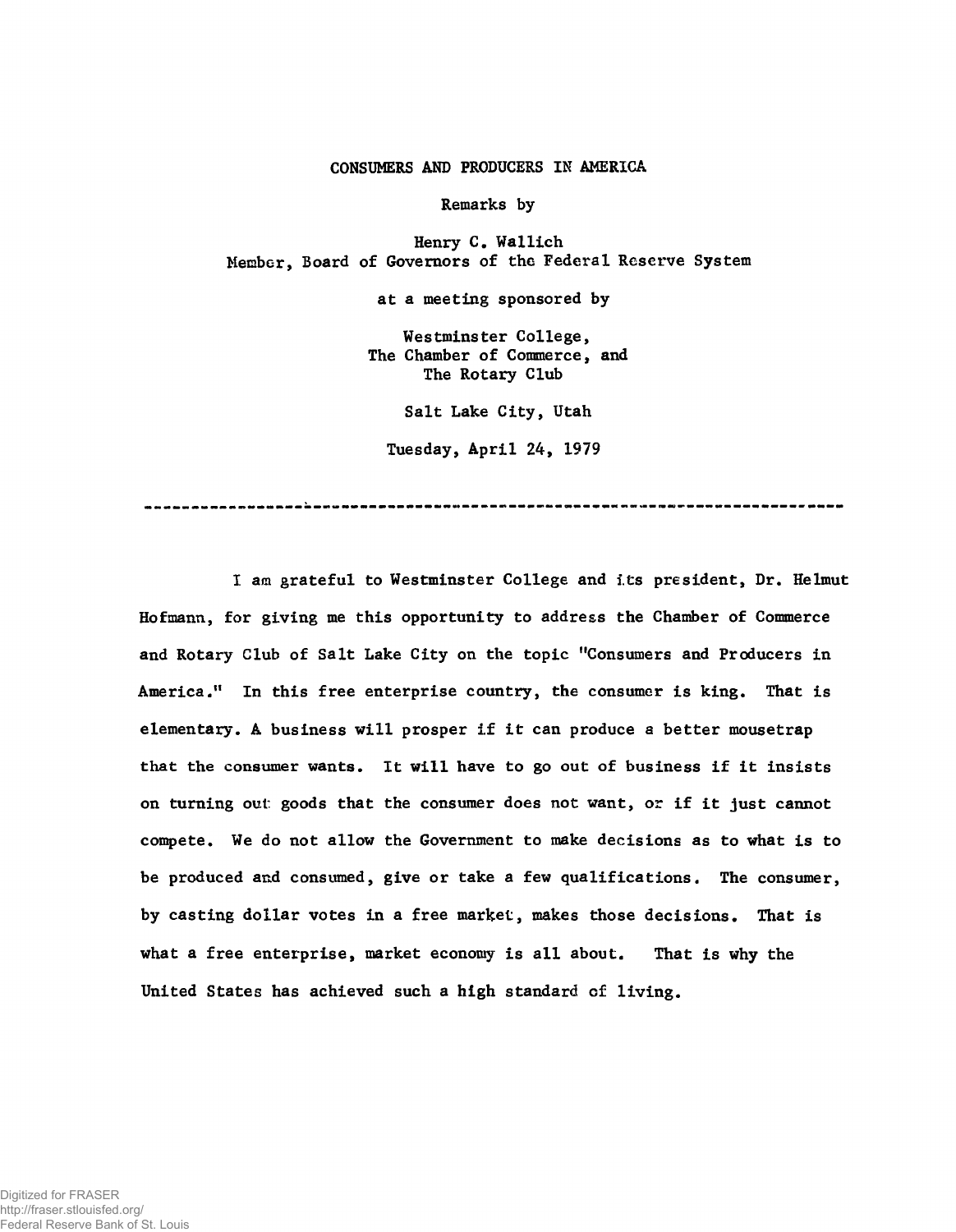# CONSUMERS AND PRODUCERS IN AMERICA

Remarks by

Henry C. Wallich
Member, Board of Governors of the Federal Reserve System

at a meeting sponsored by

Westminster College,
The Chamber of Commerce, and
The Rotary Club

Salt Lake City, Utah

Tuesday, April 24, 1979

---

I am grateful to Westminster College and its president, Dr. Helmut Hofmann, for giving me this opportunity to address the Chamber of Commerce and Rotary Club of Salt Lake City on the topic "Consumers and Producers in America." In this free enterprise country, the consumer is king. That is elementary. A business will prosper if it can produce a better mousetrap that the consumer wants. It will have to go out of business if it insists on turning out goods that the consumer does not want, or if it just cannot compete. We do not allow the Government to make decisions as to what is to be produced and consumed, give or take a few qualifications. The consumer, by casting dollar votes in a free market, makes those decisions. That is what a free enterprise, market economy is all about. That is why the United States has achieved such a high standard of living.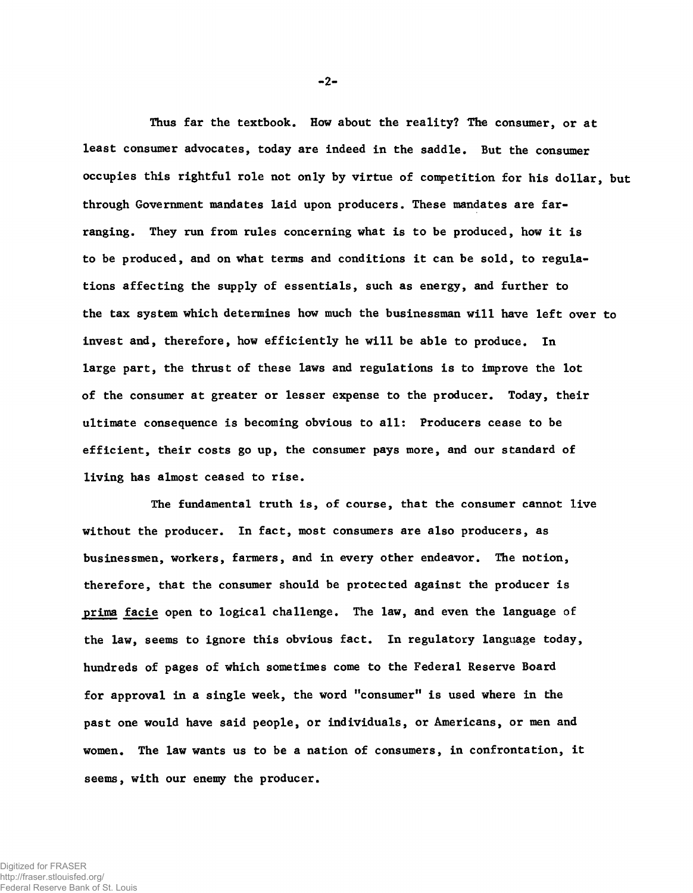Thus far the textbook. How about the reality? The consumer, or at least consumer advocates, today are indeed in the saddle. But the consumer occupies this rightful role not only by virtue of competition for his dollar, but through Government mandates laid upon producers. These mandates are far-ranging. They run from rules concerning what is to be produced, how it is to be produced, and on what terms and conditions it can be sold, to regulations affecting the supply of essentials, such as energy, and further to the tax system which determines how much the businessman will have left over to invest and, therefore, how efficiently he will be able to produce. In large part, the thrust of these laws and regulations is to improve the lot of the consumer at greater or lesser expense to the producer. Today, their ultimate consequence is becoming obvious to all: Producers cease to be efficient, their costs go up, the consumer pays more, and our standard of living has almost ceased to rise.

The fundamental truth is, of course, that the consumer cannot live without the producer. In fact, most consumers are also producers, as businessmen, workers, farmers, and in every other endeavor. The notion, therefore, that the consumer should be protected against the producer is *prima facie* open to logical challenge. The law, and even the language of the law, seems to ignore this obvious fact. In regulatory language today, hundreds of pages of which sometimes come to the Federal Reserve Board for approval in a single week, the word "consumer" is used where in the past one would have said people, or individuals, or Americans, or men and women. The law wants us to be a nation of consumers, in confrontation, it seems, with our enemy the producer.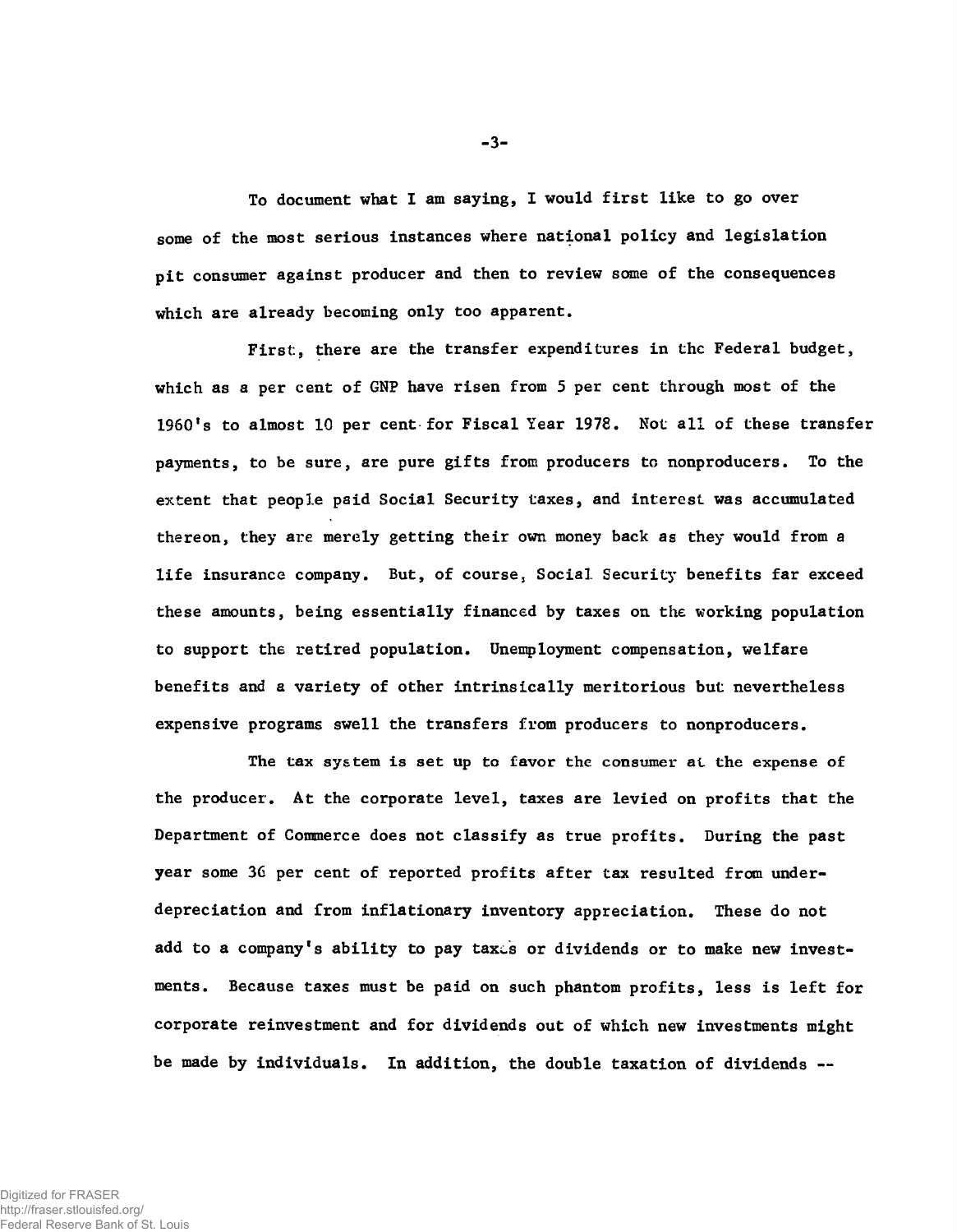To document what I am saying, I would first like to go over some of the most serious instances where national policy and legislation pit consumer against producer and then to review some of the consequences which are already becoming only too apparent.

First, there are the transfer expenditures in the Federal budget, which as a per cent of GNP have risen from 5 per cent through most of the 1960's to almost 10 per cent for Fiscal Year 1978. Not all of these transfer payments, to be sure, are pure gifts from producers to nonproducers. To the extent that people paid Social Security taxes, and interest was accumulated thereon, they are merely getting their own money back as they would from a life insurance company. But, of course, Social Security benefits far exceed these amounts, being essentially financed by taxes on the working population to support the retired population. Unemployment compensation, welfare benefits and a variety of other intrinsically meritorious but nevertheless expensive programs swell the transfers from producers to nonproducers.

The tax system is set up to favor the consumer at the expense of the producer. At the corporate level, taxes are levied on profits that the Department of Commerce does not classify as true profits. During the past year some 36 per cent of reported profits after tax resulted from under-depreciation and from inflationary inventory appreciation. These do not add to a company's ability to pay taxes or dividends or to make new investments. Because taxes must be paid on such phantom profits, less is left for corporate reinvestment and for dividends out of which new investments might be made by individuals. In addition, the double taxation of dividends --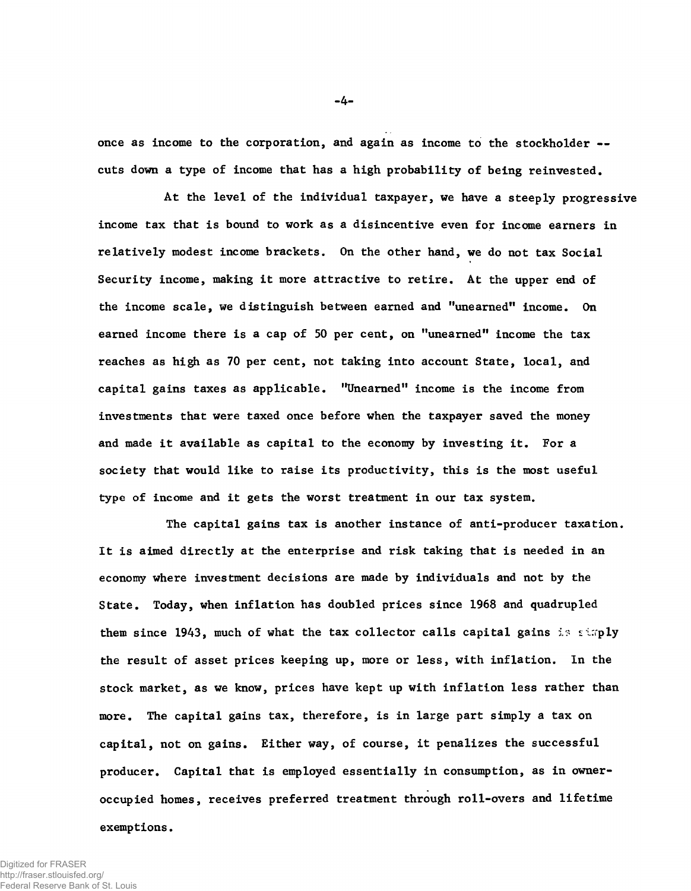once as income to the corporation, and again as income to the stockholder -- cuts down a type of income that has a high probability of being reinvested.

At the level of the individual taxpayer, we have a steeply progressive income tax that is bound to work as a disincentive even for income earners in relatively modest income brackets. On the other hand, we do not tax Social Security income, making it more attractive to retire. At the upper end of the income scale, we distinguish between earned and "unearned" income. On earned income there is a cap of 50 per cent, on "unearned" income the tax reaches as high as 70 per cent, not taking into account State, local, and capital gains taxes as applicable. "Unearned" income is the income from investments that were taxed once before when the taxpayer saved the money and made it available as capital to the economy by investing it. For a society that would like to raise its productivity, this is the most useful type of income and it gets the worst treatment in our tax system.

The capital gains tax is another instance of anti-producer taxation. It is aimed directly at the enterprise and risk taking that is needed in an economy where investment decisions are made by individuals and not by the State. Today, when inflation has doubled prices since 1968 and quadrupled them since 1943, much of what the tax collector calls capital gains is simply the result of asset prices keeping up, more or less, with inflation. In the stock market, as we know, prices have kept up with inflation less rather than more. The capital gains tax, therefore, is in large part simply a tax on capital, not on gains. Either way, of course, it penalizes the successful producer. Capital that is employed essentially in consumption, as in owner-occupied homes, receives preferred treatment through roll-overs and lifetime exemptions.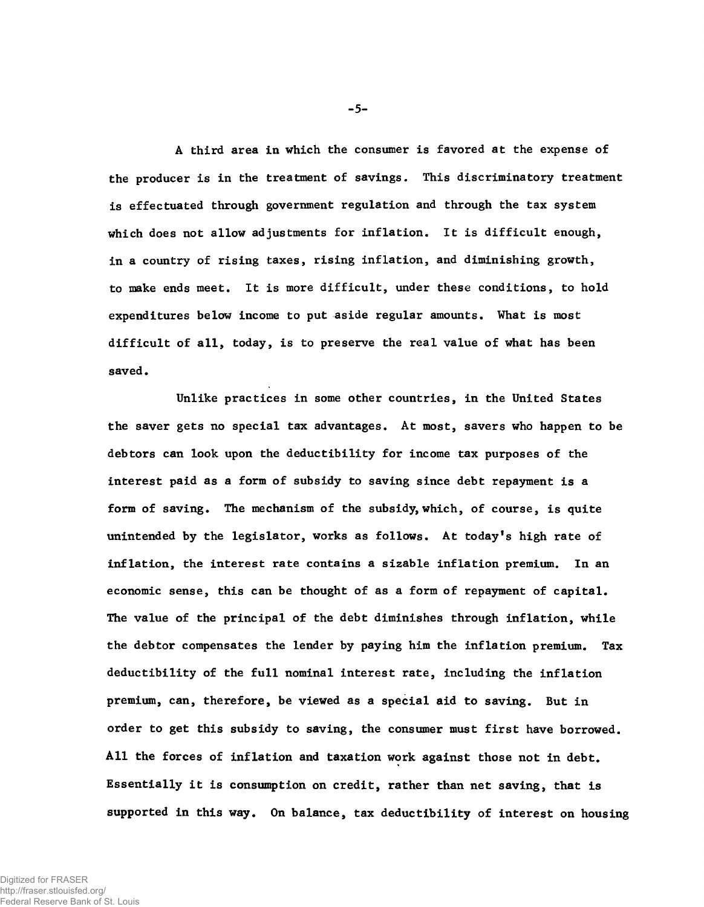A third area in which the consumer is favored at the expense of the producer is in the treatment of savings. This discriminatory treatment is effectuated through government regulation and through the tax system which does not allow adjustments for inflation. It is difficult enough, in a country of rising taxes, rising inflation, and diminishing growth, to make ends meet. It is more difficult, under these conditions, to hold expenditures below income to put aside regular amounts. What is most difficult of all, today, is to preserve the real value of what has been saved.

Unlike practices in some other countries, in the United States the saver gets no special tax advantages. At most, savers who happen to be debtors can look upon the deductibility for income tax purposes of the interest paid as a form of subsidy to saving since debt repayment is a form of saving. The mechanism of the subsidy, which, of course, is quite unintended by the legislator, works as follows. At today's high rate of inflation, the interest rate contains a sizable inflation premium. In an economic sense, this can be thought of as a form of repayment of capital. The value of the principal of the debt diminishes through inflation, while the debtor compensates the lender by paying him the inflation premium. Tax deductibility of the full nominal interest rate, including the inflation premium, can, therefore, be viewed as a special aid to saving. But in order to get this subsidy to saving, the consumer must first have borrowed. All the forces of inflation and taxation work against those not in debt. Essentially it is consumption on credit, rather than net saving, that is supported in this way. On balance, tax deductibility of interest on housing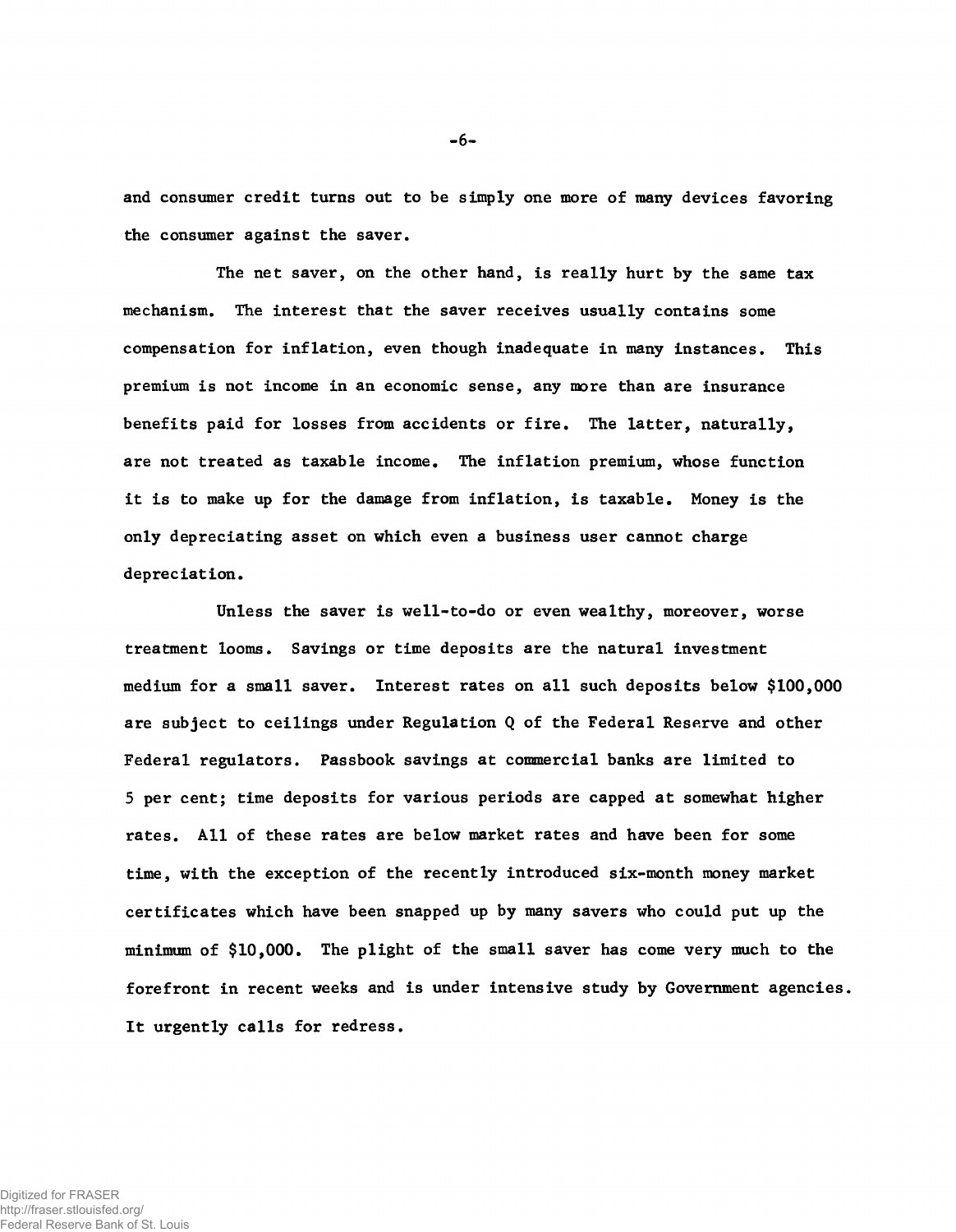and consumer credit turns out to be simply one more of many devices favoring the consumer against the saver.

The net saver, on the other hand, is really hurt by the same tax mechanism. The interest that the saver receives usually contains some compensation for inflation, even though inadequate in many instances. This premium is not income in an economic sense, any more than are insurance benefits paid for losses from accidents or fire. The latter, naturally, are not treated as taxable income. The inflation premium, whose function it is to make up for the damage from inflation, is taxable. Money is the only depreciating asset on which even a business user cannot charge depreciation.

Unless the saver is well-to-do or even wealthy, moreover, worse treatment looms. Savings or time deposits are the natural investment medium for a small saver. Interest rates on all such deposits below $100,000 are subject to ceilings under Regulation Q of the Federal Reserve and other Federal regulators. Passbook savings at commercial banks are limited to 5 per cent; time deposits for various periods are capped at somewhat higher rates. All of these rates are below market rates and have been for some time, with the exception of the recently introduced six-month money market certificates which have been snapped up by many savers who could put up the minimum of $10,000. The plight of the small saver has come very much to the forefront in recent weeks and is under intensive study by Government agencies. It urgently calls for redress.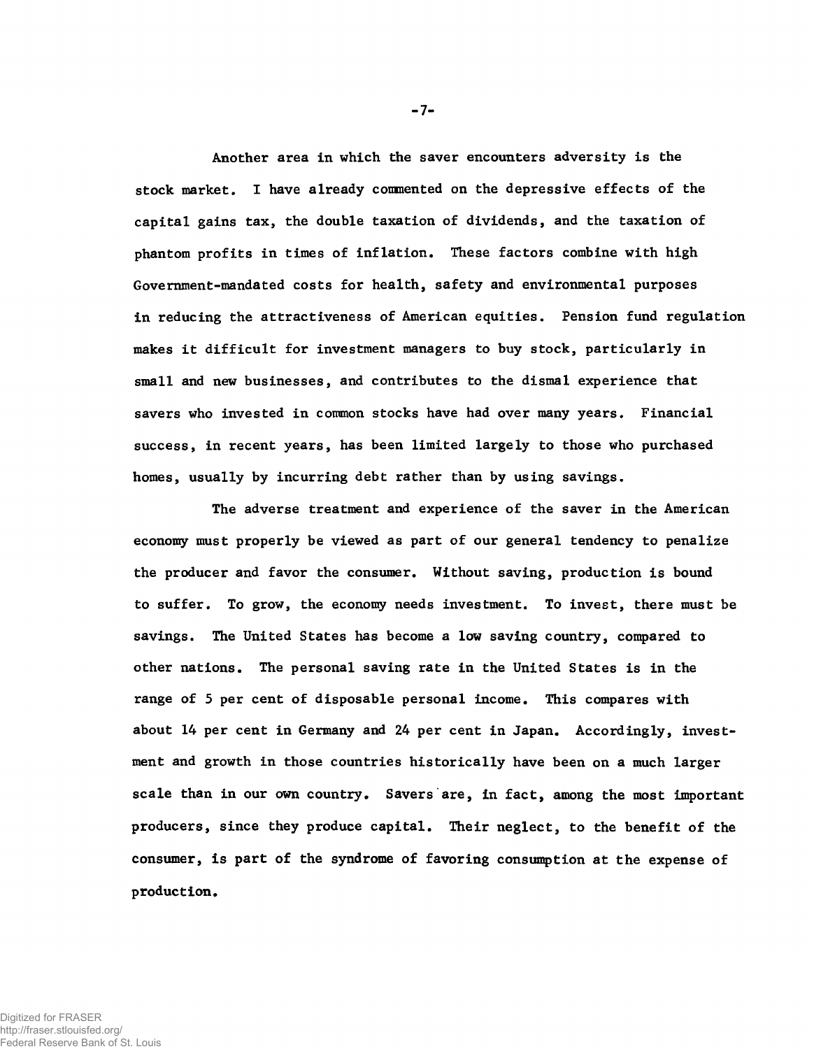Another area in which the saver encounters adversity is the stock market. I have already commented on the depressive effects of the capital gains tax, the double taxation of dividends, and the taxation of phantom profits in times of inflation. These factors combine with high Government-mandated costs for health, safety and environmental purposes in reducing the attractiveness of American equities. Pension fund regulation makes it difficult for investment managers to buy stock, particularly in small and new businesses, and contributes to the dismal experience that savers who invested in common stocks have had over many years. Financial success, in recent years, has been limited largely to those who purchased homes, usually by incurring debt rather than by using savings.

The adverse treatment and experience of the saver in the American economy must properly be viewed as part of our general tendency to penalize the producer and favor the consumer. Without saving, production is bound to suffer. To grow, the economy needs investment. To invest, there must be savings. The United States has become a low saving country, compared to other nations. The personal saving rate in the United States is in the range of 5 per cent of disposable personal income. This compares with about 14 per cent in Germany and 24 per cent in Japan. Accordingly, investment and growth in those countries historically have been on a much larger scale than in our own country. Savers are, in fact, among the most important producers, since they produce capital. Their neglect, to the benefit of the consumer, is part of the syndrome of favoring consumption at the expense of production.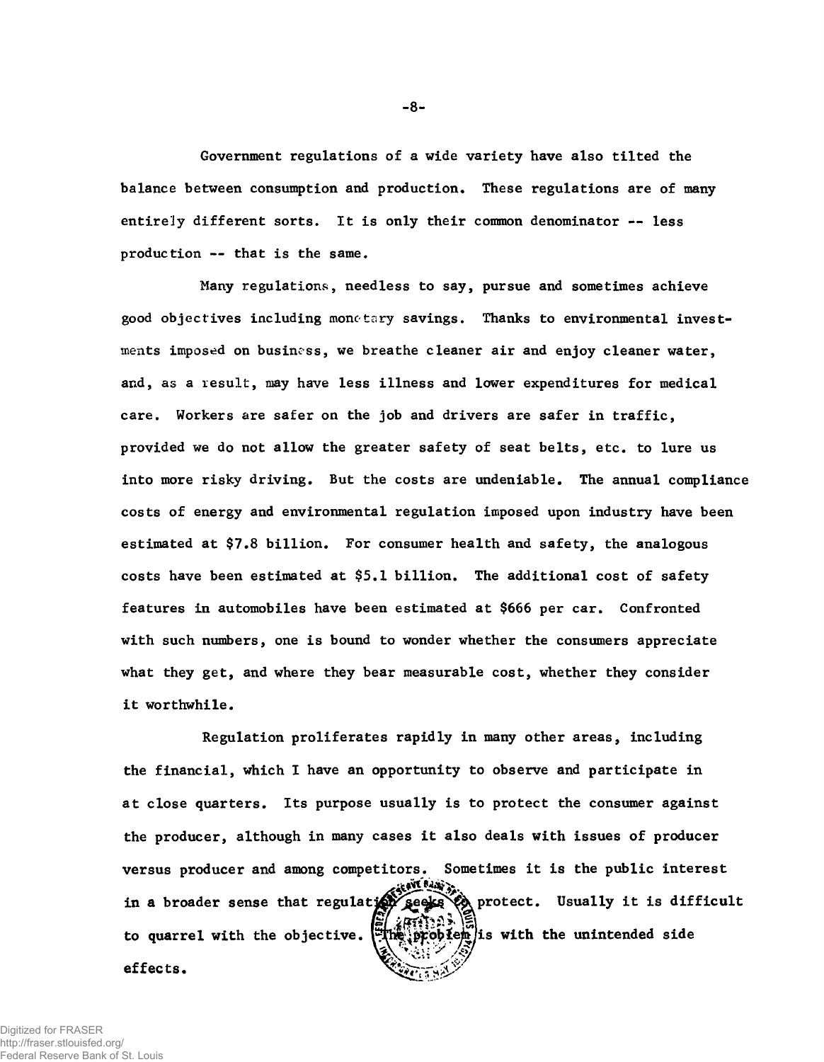Government regulations of a wide variety have also tilted the balance between consumption and production. These regulations are of many entirely different sorts. It is only their common denominator -- less production -- that is the same.

Many regulations, needless to say, pursue and sometimes achieve good objectives including monetary savings. Thanks to environmental investments imposed on business, we breathe cleaner air and enjoy cleaner water, and, as a result, may have less illness and lower expenditures for medical care. Workers are safer on the job and drivers are safer in traffic, provided we do not allow the greater safety of seat belts, etc. to lure us into more risky driving. But the costs are undeniable. The annual compliance costs of energy and environmental regulation imposed upon industry have been estimated at $7.8 billion. For consumer health and safety, the analogous costs have been estimated at $5.1 billion. The additional cost of safety features in automobiles have been estimated at $666 per car. Confronted with such numbers, one is bound to wonder whether the consumers appreciate what they get, and where they bear measurable cost, whether they consider it worthwhile.

Regulation proliferates rapidly in many other areas, including the financial, which I have an opportunity to observe and participate in at close quarters. Its purpose usually is to protect the consumer against the producer, although in many cases it also deals with issues of producer versus producer and among competitors. Sometimes it is the public interest in a broader sense that regulation seeks to protect. Usually it is difficult to quarrel with the objective. The problem is with the unintended side effects.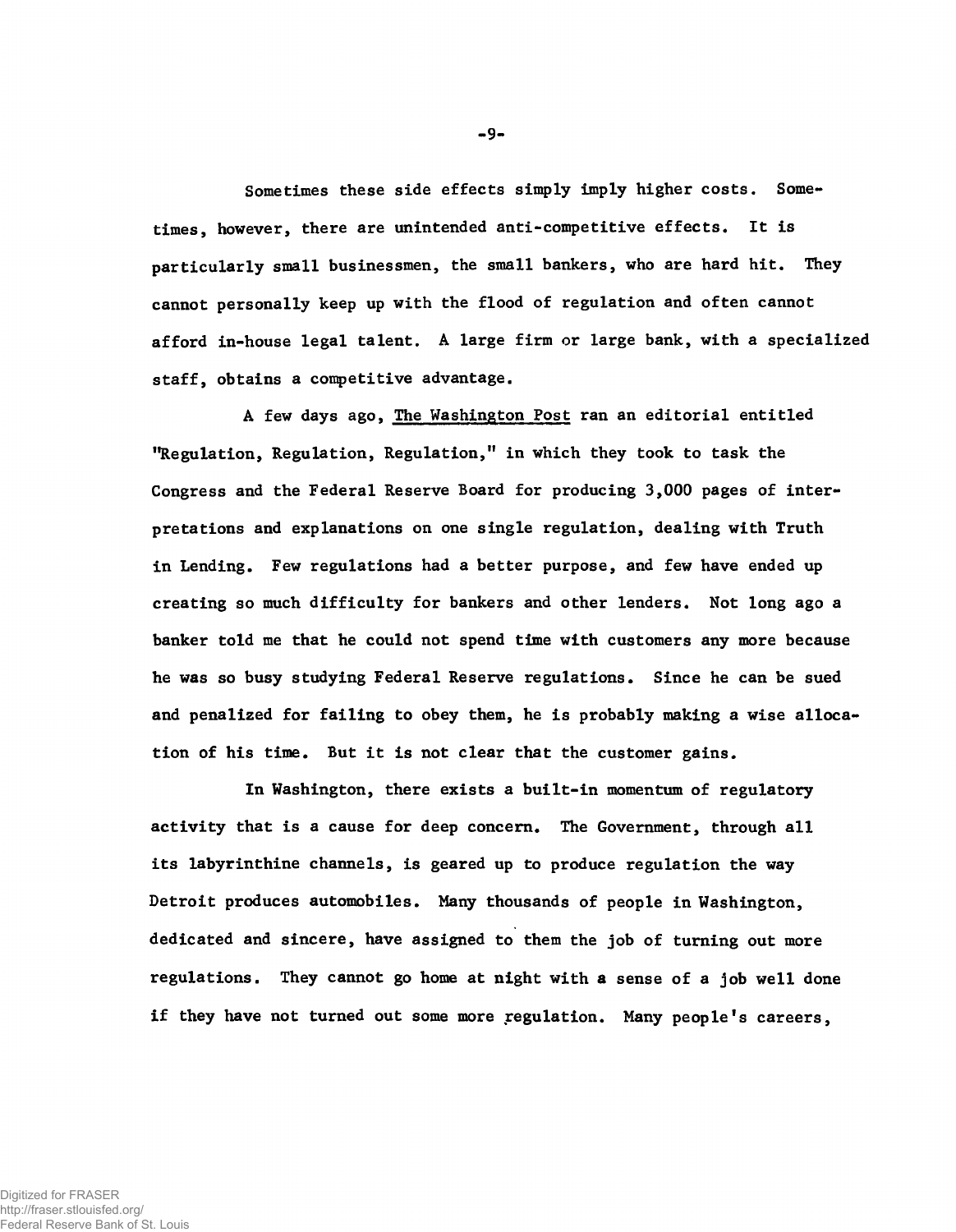Sometimes these side effects simply imply higher costs. Sometimes, however, there are unintended anti-competitive effects. It is particularly small businessmen, the small bankers, who are hard hit. They cannot personally keep up with the flood of regulation and often cannot afford in-house legal talent. A large firm or large bank, with a specialized staff, obtains a competitive advantage.

A few days ago, The Washington Post ran an editorial entitled "Regulation, Regulation, Regulation," in which they took to task the Congress and the Federal Reserve Board for producing 3,000 pages of interpretations and explanations on one single regulation, dealing with Truth in Lending. Few regulations had a better purpose, and few have ended up creating so much difficulty for bankers and other lenders. Not long ago a banker told me that he could not spend time with customers any more because he was so busy studying Federal Reserve regulations. Since he can be sued and penalized for failing to obey them, he is probably making a wise allocation of his time. But it is not clear that the customer gains.

In Washington, there exists a built-in momentum of regulatory activity that is a cause for deep concern. The Government, through all its labyrinthine channels, is geared up to produce regulation the way Detroit produces automobiles. Many thousands of people in Washington, dedicated and sincere, have assigned to them the job of turning out more regulations. They cannot go home at night with a sense of a job well done if they have not turned out some more regulation. Many people's careers,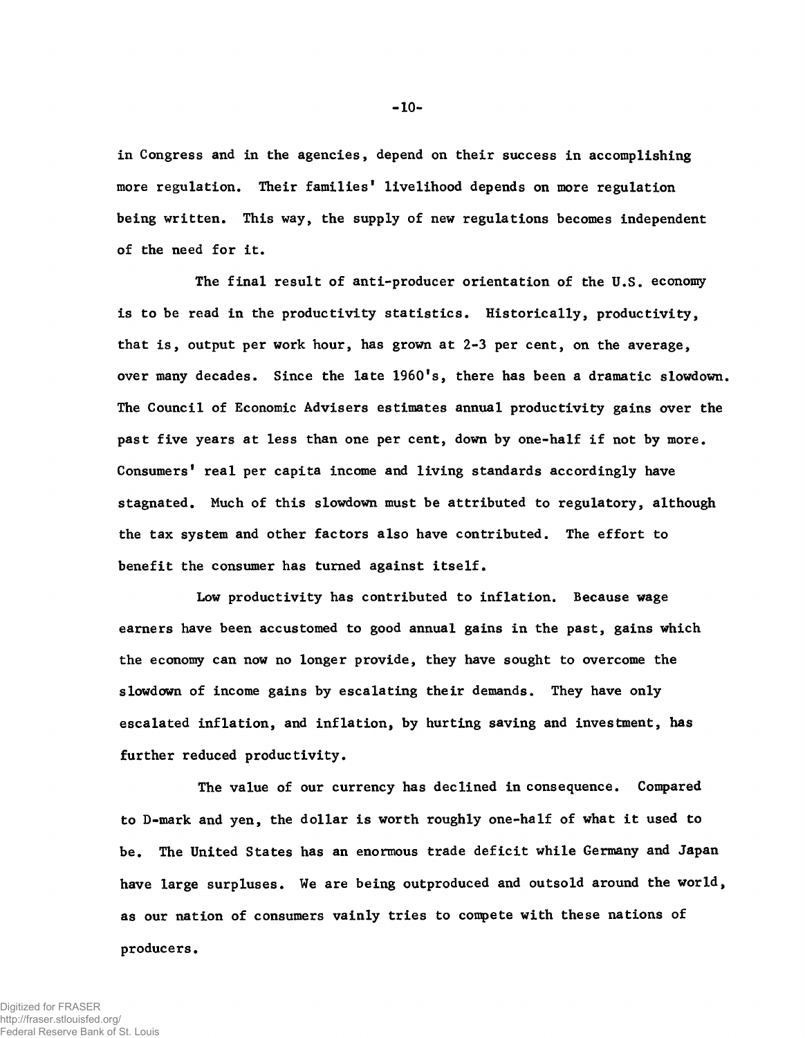in Congress and in the agencies, depend on their success in accomplishing more regulation. Their families' livelihood depends on more regulation being written. This way, the supply of new regulations becomes independent of the need for it.

The final result of anti-producer orientation of the U.S. economy is to be read in the productivity statistics. Historically, productivity, that is, output per work hour, has grown at 2-3 per cent, on the average, over many decades. Since the late 1960's, there has been a dramatic slowdown. The Council of Economic Advisers estimates annual productivity gains over the past five years at less than one per cent, down by one-half if not by more. Consumers' real per capita income and living standards accordingly have stagnated. Much of this slowdown must be attributed to regulatory, although the tax system and other factors also have contributed. The effort to benefit the consumer has turned against itself.

Low productivity has contributed to inflation. Because wage earners have been accustomed to good annual gains in the past, gains which the economy can now no longer provide, they have sought to overcome the slowdown of income gains by escalating their demands. They have only escalated inflation, and inflation, by hurting saving and investment, has further reduced productivity.

The value of our currency has declined in consequence. Compared to D-mark and yen, the dollar is worth roughly one-half of what it used to be. The United States has an enormous trade deficit while Germany and Japan have large surpluses. We are being outproduced and outsold around the world, as our nation of consumers vainly tries to compete with these nations of producers.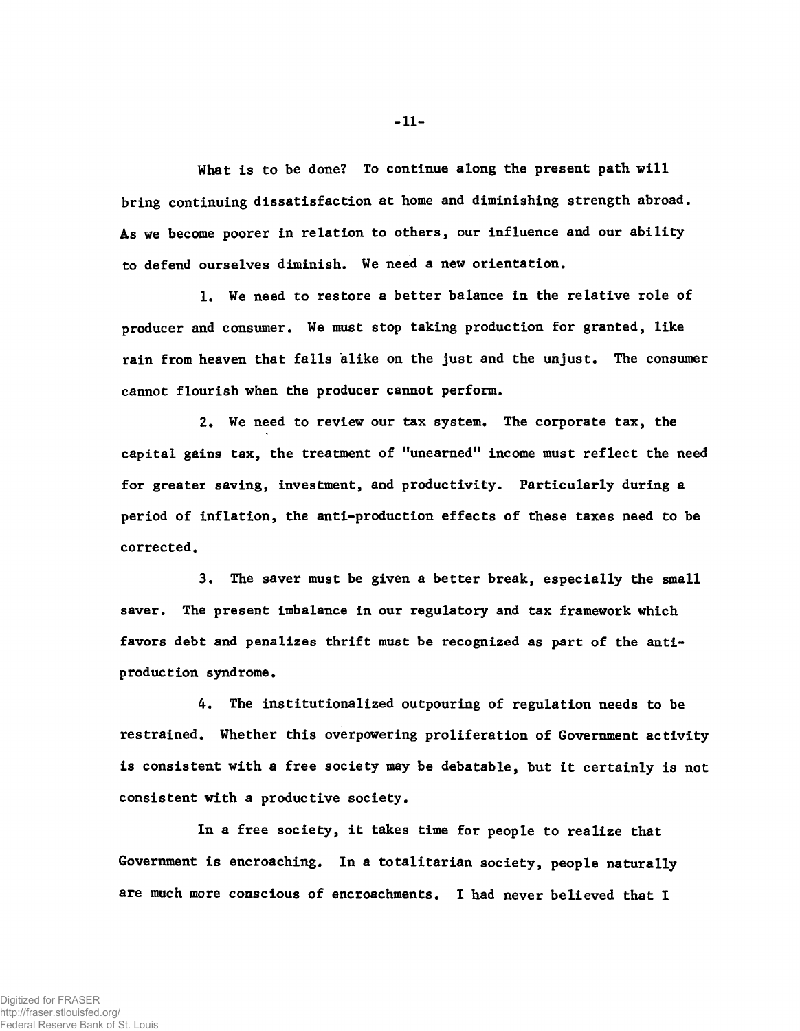What is to be done? To continue along the present path will bring continuing dissatisfaction at home and diminishing strength abroad. As we become poorer in relation to others, our influence and our ability to defend ourselves diminish. We need a new orientation.

1. We need to restore a better balance in the relative role of producer and consumer. We must stop taking production for granted, like rain from heaven that falls alike on the just and the unjust. The consumer cannot flourish when the producer cannot perform.

2. We need to review our tax system. The corporate tax, the capital gains tax, the treatment of "unearned" income must reflect the need for greater saving, investment, and productivity. Particularly during a period of inflation, the anti-production effects of these taxes need to be corrected.

3. The saver must be given a better break, especially the small saver. The present imbalance in our regulatory and tax framework which favors debt and penalizes thrift must be recognized as part of the anti-production syndrome.

4. The institutionalized outpouring of regulation needs to be restrained. Whether this overpowering proliferation of Government activity is consistent with a free society may be debatable, but it certainly is not consistent with a productive society.

In a free society, it takes time for people to realize that Government is encroaching. In a totalitarian society, people naturally are much more conscious of encroachments. I had never believed that I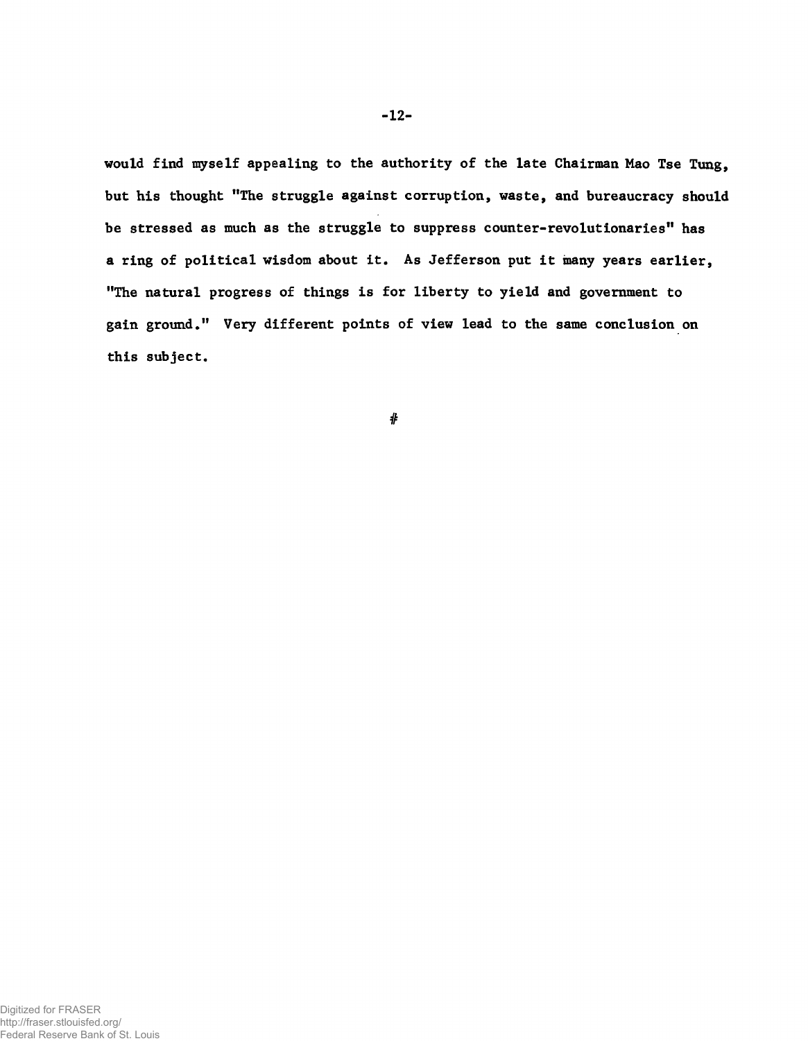would find myself appealing to the authority of the late Chairman Mao Tse Tung, but his thought "The struggle against corruption, waste, and bureaucracy should be stressed as much as the struggle to suppress counter-revolutionaries" has a ring of political wisdom about it. As Jefferson put it many years earlier, "The natural progress of things is for liberty to yield and government to gain ground." Very different points of view lead to the same conclusion on this subject.

#